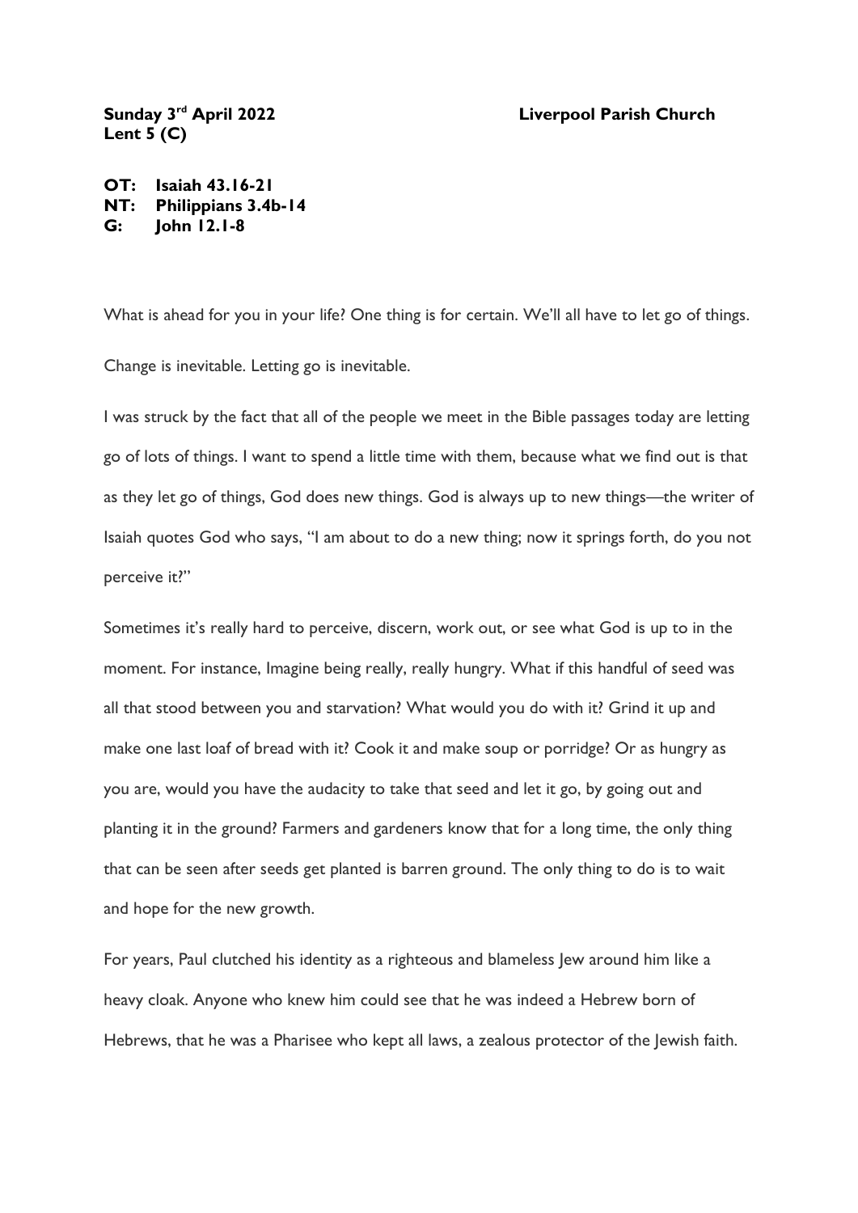**Sunday 3rd April 2022** **Liverpool Parish Church**
**Lent 5 (C)**

**OT: Isaiah 43.16-21**
**NT: Philippians 3.4b-14**
**G: John 12.1-8**

What is ahead for you in your life? One thing is for certain. We'll all have to let go of things.

Change is inevitable. Letting go is inevitable.

I was struck by the fact that all of the people we meet in the Bible passages today are letting go of lots of things. I want to spend a little time with them, because what we find out is that as they let go of things, God does new things. God is always up to new things—the writer of Isaiah quotes God who says, "I am about to do a new thing; now it springs forth, do you not perceive it?"

Sometimes it's really hard to perceive, discern, work out, or see what God is up to in the moment. For instance, Imagine being really, really hungry. What if this handful of seed was all that stood between you and starvation? What would you do with it? Grind it up and make one last loaf of bread with it? Cook it and make soup or porridge? Or as hungry as you are, would you have the audacity to take that seed and let it go, by going out and planting it in the ground? Farmers and gardeners know that for a long time, the only thing that can be seen after seeds get planted is barren ground. The only thing to do is to wait and hope for the new growth.

For years, Paul clutched his identity as a righteous and blameless Jew around him like a heavy cloak. Anyone who knew him could see that he was indeed a Hebrew born of Hebrews, that he was a Pharisee who kept all laws, a zealous protector of the Jewish faith.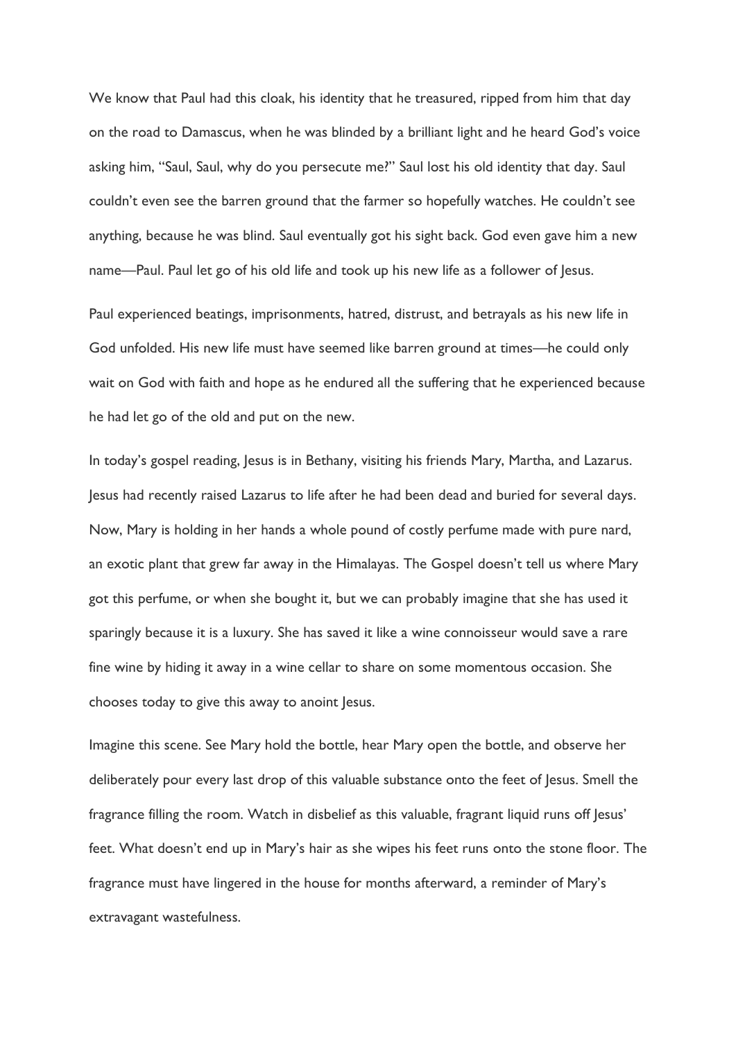We know that Paul had this cloak, his identity that he treasured, ripped from him that day on the road to Damascus, when he was blinded by a brilliant light and he heard God's voice asking him, "Saul, Saul, why do you persecute me?" Saul lost his old identity that day. Saul couldn't even see the barren ground that the farmer so hopefully watches. He couldn't see anything, because he was blind. Saul eventually got his sight back. God even gave him a new name—Paul. Paul let go of his old life and took up his new life as a follower of Jesus.

Paul experienced beatings, imprisonments, hatred, distrust, and betrayals as his new life in God unfolded. His new life must have seemed like barren ground at times—he could only wait on God with faith and hope as he endured all the suffering that he experienced because he had let go of the old and put on the new.

In today's gospel reading, Jesus is in Bethany, visiting his friends Mary, Martha, and Lazarus. Jesus had recently raised Lazarus to life after he had been dead and buried for several days. Now, Mary is holding in her hands a whole pound of costly perfume made with pure nard, an exotic plant that grew far away in the Himalayas. The Gospel doesn't tell us where Mary got this perfume, or when she bought it, but we can probably imagine that she has used it sparingly because it is a luxury. She has saved it like a wine connoisseur would save a rare fine wine by hiding it away in a wine cellar to share on some momentous occasion. She chooses today to give this away to anoint Jesus.

Imagine this scene. See Mary hold the bottle, hear Mary open the bottle, and observe her deliberately pour every last drop of this valuable substance onto the feet of Jesus. Smell the fragrance filling the room. Watch in disbelief as this valuable, fragrant liquid runs off Jesus' feet. What doesn't end up in Mary's hair as she wipes his feet runs onto the stone floor. The fragrance must have lingered in the house for months afterward, a reminder of Mary's extravagant wastefulness.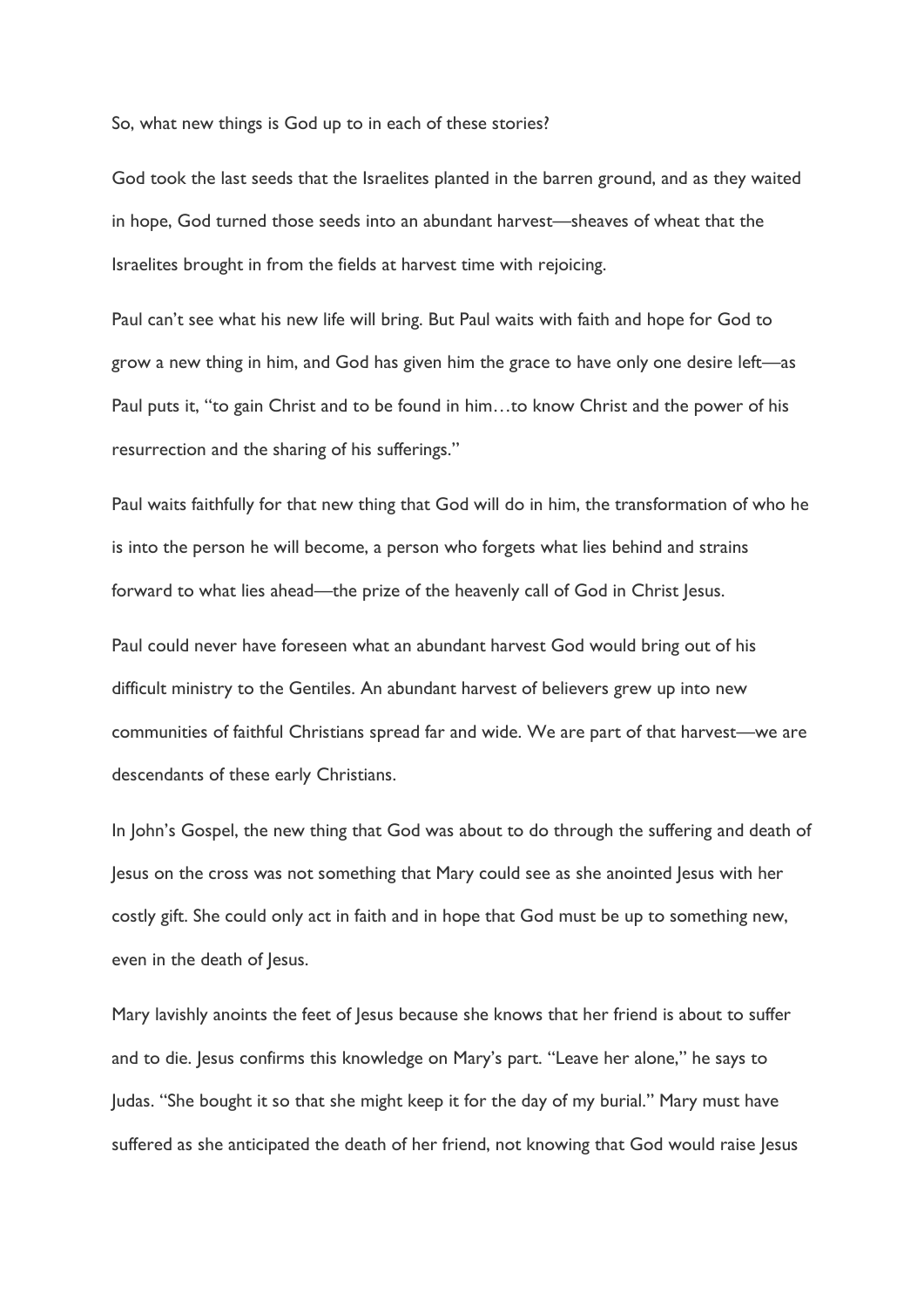So, what new things is God up to in each of these stories?

God took the last seeds that the Israelites planted in the barren ground, and as they waited in hope, God turned those seeds into an abundant harvest—sheaves of wheat that the Israelites brought in from the fields at harvest time with rejoicing.

Paul can't see what his new life will bring. But Paul waits with faith and hope for God to grow a new thing in him, and God has given him the grace to have only one desire left—as Paul puts it, "to gain Christ and to be found in him…to know Christ and the power of his resurrection and the sharing of his sufferings."

Paul waits faithfully for that new thing that God will do in him, the transformation of who he is into the person he will become, a person who forgets what lies behind and strains forward to what lies ahead—the prize of the heavenly call of God in Christ Jesus.

Paul could never have foreseen what an abundant harvest God would bring out of his difficult ministry to the Gentiles. An abundant harvest of believers grew up into new communities of faithful Christians spread far and wide. We are part of that harvest—we are descendants of these early Christians.

In John's Gospel, the new thing that God was about to do through the suffering and death of Jesus on the cross was not something that Mary could see as she anointed Jesus with her costly gift. She could only act in faith and in hope that God must be up to something new, even in the death of Jesus.

Mary lavishly anoints the feet of Jesus because she knows that her friend is about to suffer and to die. Jesus confirms this knowledge on Mary's part. "Leave her alone," he says to Judas. "She bought it so that she might keep it for the day of my burial." Mary must have suffered as she anticipated the death of her friend, not knowing that God would raise Jesus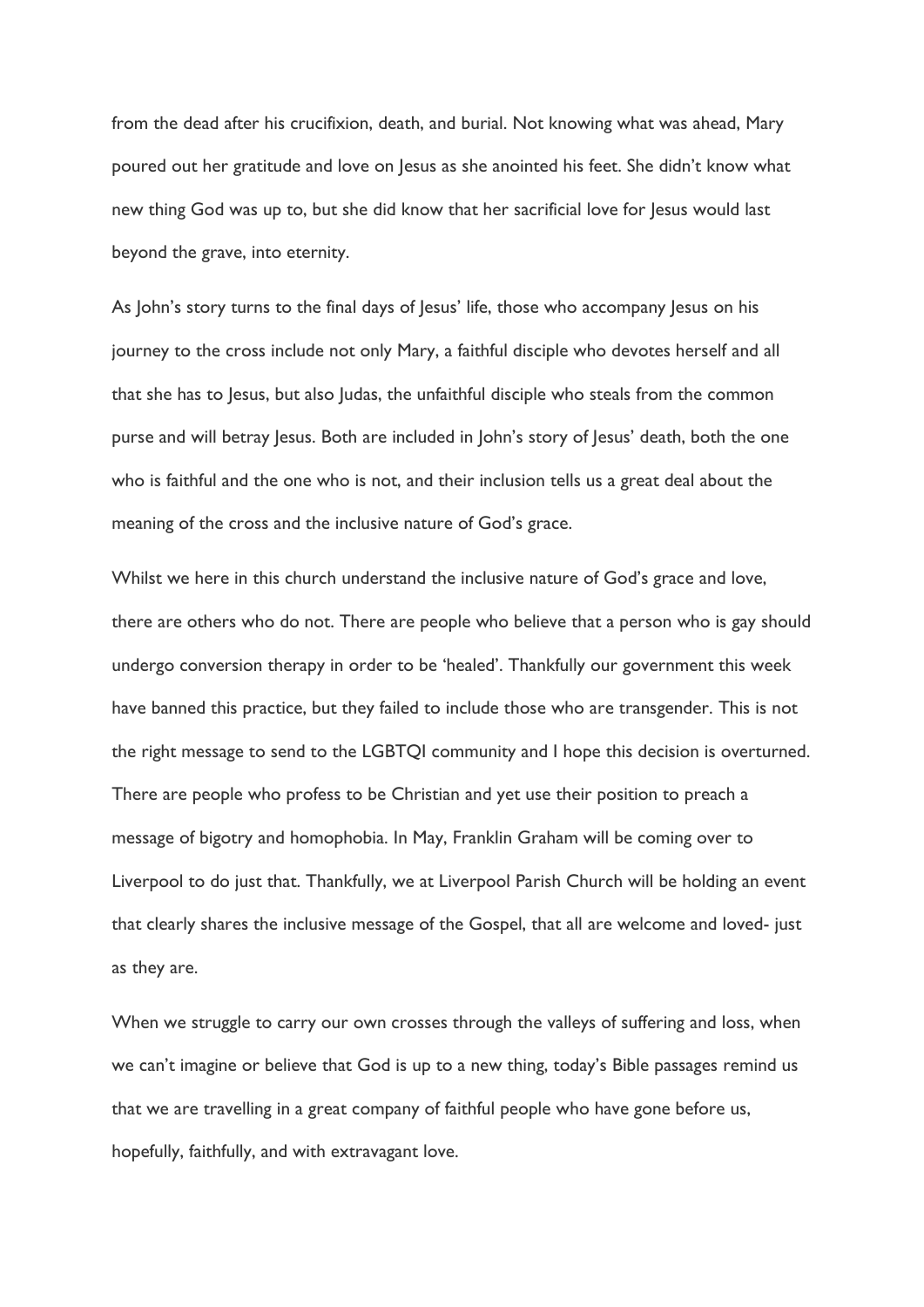from the dead after his crucifixion, death, and burial. Not knowing what was ahead, Mary poured out her gratitude and love on Jesus as she anointed his feet. She didn't know what new thing God was up to, but she did know that her sacrificial love for Jesus would last beyond the grave, into eternity.

As John's story turns to the final days of Jesus' life, those who accompany Jesus on his journey to the cross include not only Mary, a faithful disciple who devotes herself and all that she has to Jesus, but also Judas, the unfaithful disciple who steals from the common purse and will betray Jesus. Both are included in John's story of Jesus' death, both the one who is faithful and the one who is not, and their inclusion tells us a great deal about the meaning of the cross and the inclusive nature of God's grace.

Whilst we here in this church understand the inclusive nature of God's grace and love, there are others who do not. There are people who believe that a person who is gay should undergo conversion therapy in order to be 'healed'. Thankfully our government this week have banned this practice, but they failed to include those who are transgender. This is not the right message to send to the LGBTQI community and I hope this decision is overturned. There are people who profess to be Christian and yet use their position to preach a message of bigotry and homophobia. In May, Franklin Graham will be coming over to Liverpool to do just that. Thankfully, we at Liverpool Parish Church will be holding an event that clearly shares the inclusive message of the Gospel, that all are welcome and loved- just as they are.

When we struggle to carry our own crosses through the valleys of suffering and loss, when we can't imagine or believe that God is up to a new thing, today's Bible passages remind us that we are travelling in a great company of faithful people who have gone before us, hopefully, faithfully, and with extravagant love.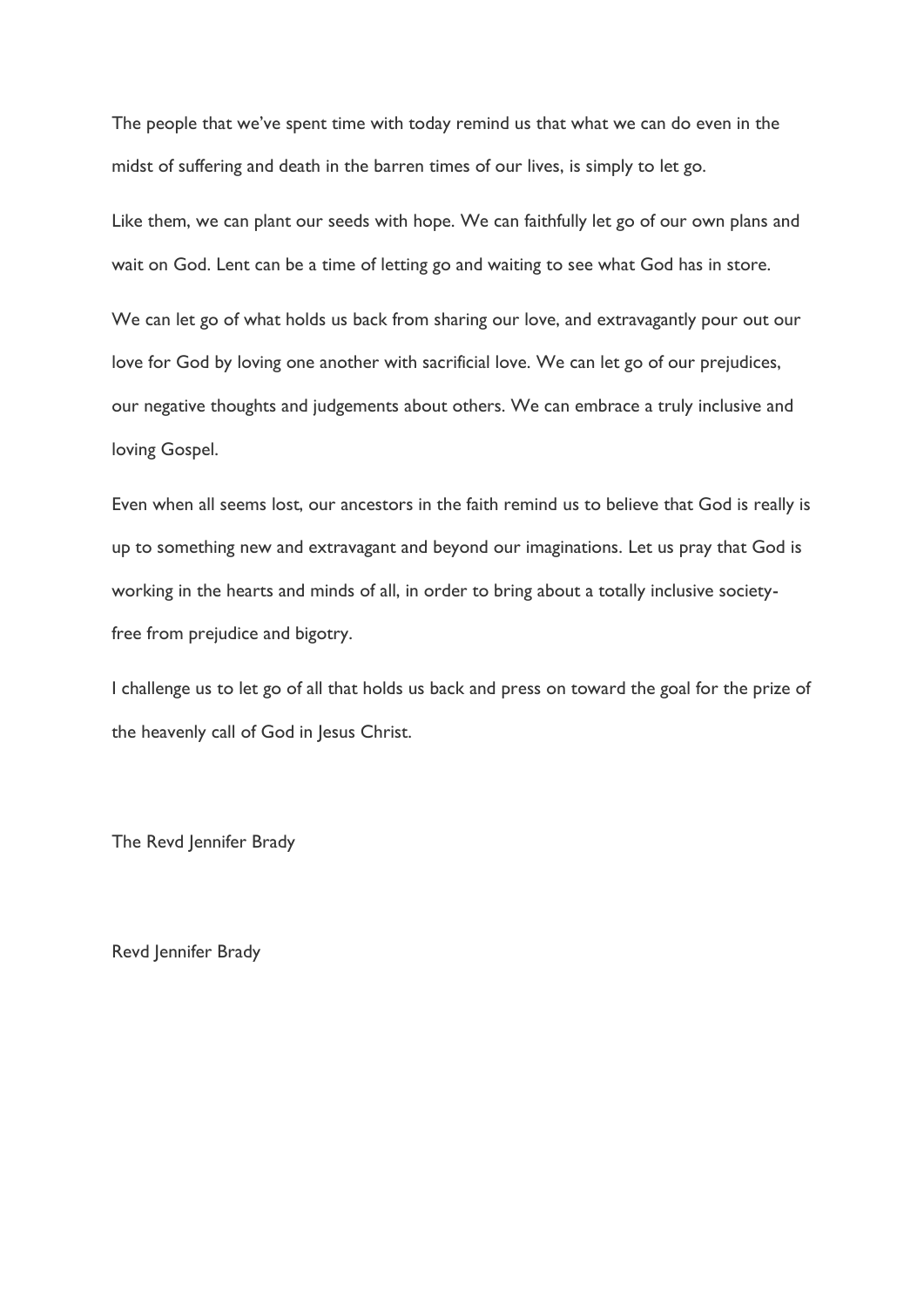The people that we've spent time with today remind us that what we can do even in the midst of suffering and death in the barren times of our lives, is simply to let go.

Like them, we can plant our seeds with hope. We can faithfully let go of our own plans and wait on God. Lent can be a time of letting go and waiting to see what God has in store.

We can let go of what holds us back from sharing our love, and extravagantly pour out our love for God by loving one another with sacrificial love. We can let go of our prejudices, our negative thoughts and judgements about others. We can embrace a truly inclusive and loving Gospel.

Even when all seems lost, our ancestors in the faith remind us to believe that God is really is up to something new and extravagant and beyond our imaginations. Let us pray that God is working in the hearts and minds of all, in order to bring about a totally inclusive society-free from prejudice and bigotry.

I challenge us to let go of all that holds us back and press on toward the goal for the prize of the heavenly call of God in Jesus Christ.

The Revd Jennifer Brady

Revd Jennifer Brady